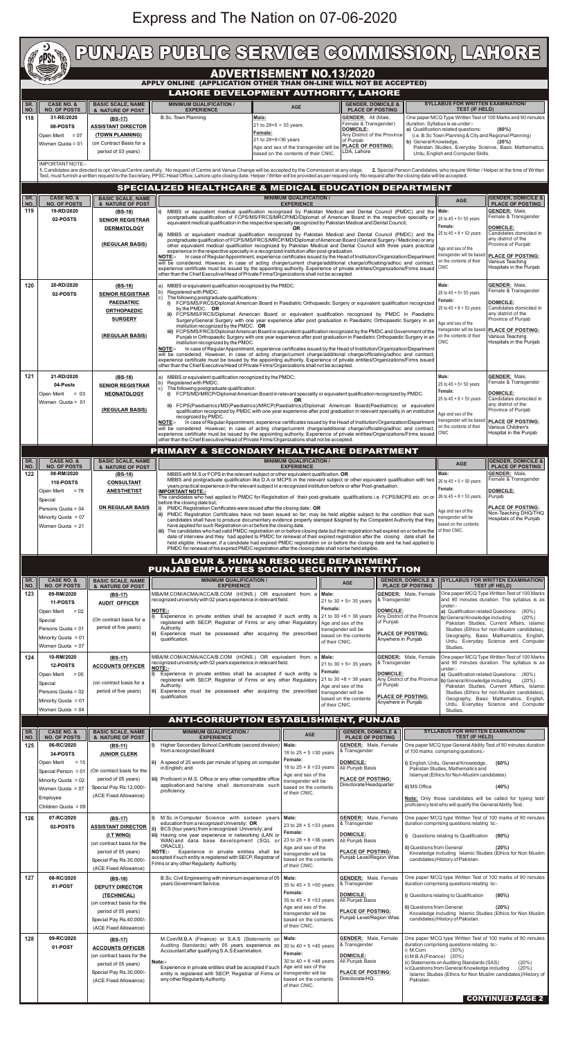# Express and The Nation on 07-06-2020

# PUNJAB PUBLIC SERVICE COMMISSION, LAHORE

## ADVERTISEMENT NO.13/2020

**APPLY ONLINE (APPLICATION OTHER THAN ON-LINE WILL NOT BE ACCEPTED)**

### LAHORE DEVELOPMENT AUTHORITY, LAHORE

| SR. NO. | CASE NO. & NO. OF POSTS | BASIC SCALE, NAME & NATURE OF POST | MINIMUM QUALIFICATION / EXPERIENCE | AGE | GENDER, DOMICILE & PLACE OF POSTING | SYLLABUS FOR WRITTEN EXAMINATION/ TEST (IF HELD) |
|---|---|---|---|---|---|---|
| 118 | 31-RE/2020<br>08-POSTS<br>Open Merit = 07<br>Women Quota = 01 | (BS-17)<br>ASSISTANT DIRECTOR (TOWN PLANNING)<br>(on Contract Basis for a period of 03 years) | B.Sc. Town Planning | Male:<br>21 to 28+5 = 33 years<br>Female:<br>21 to 28+8=36 years<br>Age and sex of the transgender will be based on the contents of their CNIC. | GENDER: All (Male, Female & Transgender)<br>DOMICILE: Any District of the Province of Punjab<br>PLACE OF POSTING: LDA, Lahore | One paper MCQ Type Written Test of 100 Marks and 90 minutes duration. Syllabus is as under:-<br>a) Qualification related questions: (80%)<br>(i.e. B.Sc Town Planning & City and Regional Planning)<br>b) General Knowledge, (20%)<br>Pakistan Studies, Everyday Science, Basic Mathematics, Urdu, English and Computer Skills. |

IMPORTANT NOTE:-
1. Candidates are directed to opt Venue/Centre carefully. No request of Centre and Venue Change will be accepted by the Commission at any stage. 2. Special Person Candidates, who require Writer / Helper at the time of Written Test, must furnish a written request to the Secretary, PPSC Head Office, Lahore upto closing date. Helper / Writer will be provided as per request only. No request after the closing date will be accepted.

### SPECIALIZED HEALTHCARE & MEDICAL EDUCATION DEPARTMENT

| SR. NO. | CASE NO. & NO. OF POSTS | BASIC SCALE, NAME & NATURE OF POST | MINIMUM QUALIFICATION / EXPERIENCE | AGE | GENDER, DOMICILE & PLACE OF POSTING |
|---|---|---|---|---|---|
| 119 | 19-RD/2020<br>02-POSTS | (BS-18)<br>SENIOR REGISTRAR DERMATOLOGY<br>(REGULAR BASIS) | i) MBBS or equivalent medical qualification recognized by Pakistan Medical and Dental Council (PMDC) and the postgraduate qualification of FCPS/MS/FRCS/MRCP/MD/Diplomat of American Board in the respective specialty or equivalent medical qualification in the respective specialty recognized by Pakistan Medical and Dental Council;<br>OR<br>ii) MBBS or equivalent medical qualification recognized by Pakistan Medical and Dental Council (PMDC) and the postgraduate qualification of FCPS/MS/FRCS/MRCP/MD/Diplomat of American Board (General Surgery / Medicine) or any other equivalent medical qualification recognized by Pakistan Medical and Dental Council with three years practical experience in the respective specialty in a recognized institution after post-graduation.<br>NOTE:- In case of Regular Appointment, experience certificates issued by the Head of Institution/Organization/Department will be considered. However, in case of acting charge/current charge/additional charge/officiating/adhoc and contract, experience certificate must be issued by the appointing authority. Experience of private entities/Organizations/Firms issued other than the Chief Executive/Head of Private Firms/Organizations shall not be accepted. | Male:<br>25 to 45 + 5= 50 years<br>Female:<br>25 to 45 + 8 = 53 years<br>Age and sex of the transgender will be based on the contents of their CNIC | GENDER: Male, Female & Transgender<br>DOMICILE: Candidates domiciled in any district of the Province of Punjab<br>PLACE OF POSTING: Various Teaching Hospitals in the Punjab |
| 120 | 20-RD/2020<br>02-POSTS | (BS-18)<br>SENIOR REGISTRAR PAEDIATRIC ORTHOPEDIC SURGERY<br>(REGULAR BASIS) | a) MBBS or equivalent qualification recognized by the PMDC.<br>b) Registered with PMDC.<br>c) The following postgraduate qualifications :<br>i) FCPS/MS/FRCS/Diplomat American Board in Paediatric Orthopaedic Surgery or equivalent qualification recognized by the PMDC; OR<br>ii) FCPS/MS/FRCS/Diplomat American Board or equivalent qualification recognized by PMDC in Paediatric Surgery/General Surgery with one year experience after post graduation in Paediatric Orthopaedic Surgery in an institution recognized by the PMDC; OR<br>iii) FCPS/MS/FRCS/Diplomat American Board or equivalent qualification recognized by the PMDC and Government of the Punjab in Orthopaedic Surgery with one year experience after post graduation in Paediatric Orthopaedic Surgery in an institution recognized by the PMDC.<br>NOTE:- In case of Regular Appointment, experience certificates issued by the Head of Institution/Organization/Department will be considered. However, in case of acting charge/current charge/additional charge/officiating/adhoc and contract, experience certificate must be issued by the appointing authority. Experience of private entities/Organizations/Firms issued other than the Chief Executive/Head of Private Firms/Organizations shall not be accepted. | Male:<br>25 to 45 + 5= 50 years<br>Female:<br>25 to 45 + 8 = 53 years<br>Age and sex of the transgender will be based on the contents of their CNIC | GENDER: Male, Female & Transgender<br>DOMICILE: Candidates domiciled in any district of the Province of Punjab<br>PLACE OF POSTING: Various Teaching Hospitals in the Punjab |
| 121 | 21-RD/2020<br>04-Posts<br>Open Merit = 03<br>Women Quota = 01 | (BS-18)<br>SENIOR REGISTRAR NEONATOLOGY<br>(REGULAR BASIS) | a) MBBS or equivalent qualification recognized by the PMDC;<br>b) Registered with PMDC.<br>c) The following postgraduate qualification:<br>i) FCPS/MD/MRCP/Diplomat American Board in relevant specialty or equivalent qualification recognized by PMDC.<br>OR<br>ii) FCPS(Paediatrics)/MD(Paediatrics)/MRCP(Paediatrics)/Diplomat American Board(Paediatrics) or equivalent qualification recognized by PMDC with one year experience after post graduation in relevant specialty in an institution recognized by PMDC.<br>NOTE:- In case of Regular Appointment, experience certificates issued by the Head of Institution/Organization/Department will be considered. However, in case of acting charge/current charge/additional charge/officiating/adhoc and contract, experience certificate must be issued by the appointing authority. Experience of private entities/Organizations/Firms issued other than the Chief Executive/Head of Private Firms/Organizations shall not be accepted. | Male:<br>25 to 45 + 5= 50 years<br>Female:<br>25 to 45 + 8 = 53 years<br>Age and sex of the transgender will be based on the contents of their CNIC | GENDER: Male, Female & Transgender<br>DOMICILE: Candidates domiciled in any district of the Province of Punjab<br>PLACE OF POSTING: Various Children's Hospital in the Punjab |

### PRIMARY & SECONDARY HEALTHCARE DEPARTMENT

| SR. NO. | CASE NO. & NO. OF POSTS | BASIC SCALE, NAME & NATURE OF POST | MINIMUM QUALIFICATION / EXPERIENCE | AGE | GENDER, DOMICILE & PLACE OF POSTING |
|---|---|---|---|---|---|
| 122 | 08-RM/2020<br>110-POSTS<br>Open Merit = 78<br>Special Persons Quota = 04<br>Minority Quota = 07<br>Women Quota = 21 | (BS-18)<br>CONSULTANT ANESTHETIST<br>ON REGULAR BASIS | MBBS with M.S or FCPS in the relevant subject or other equivalent qualification. OR<br>MBBS and postgraduate qualification like D.A or MCPS in the relevant subject or other equivalent qualification with two years practical experience in the relevant subject in a recognized institution before or after Post-graduation.<br>IMPORTANT NOTE:-<br>The candidates who had applied to PMDC for Registration of their post-graduate qualifications i.e. FCPS/MCPS etc on or before the closing date but;<br>i) PMDC Registration Certificates were issued after the closing date; OR<br>ii) PMDC Registration Certificates have not been issued so far; may be held eligible subject to the condition that such candidates shall have to produce documentary evidence properly stamped & signed by the Competent Authority that they have applied for such Registration on or before the closing date.<br>iii) The candidates who had valid PMDC registration on or before closing date but their registration had expired on or before the date of interview and they had applied to PMDC for renewal of their expired registration after the closing date shall be held eligible. However, if a candidate had expired PMDC registration on or before closing date and he had applied to PMDC for renewal of his expired PMDC registration after the closing date shall not be held eligible. | Male:<br>26 to 45 + 5 = 50 years<br>Female:<br>26 to 45 + 8 = 53 years.<br>Age and sex of the transgender will be based on the contents of their CNIC. | GENDER: Male, Female & Transgender<br>DOMICILE: Punjab<br>PLACE OF POSTING: Non-Teaching DHQ/THQ Hospitals of the Punjab |

### LABOUR & HUMAN RESOURCE DEPARTMENT
### PUNJAB EMPLOYEES SOCIAL SECURITY INSTITUTION

| SR. NO. | CASE NO. & NO. OF POSTS | BASIC SCALE, NAME & NATURE OF POST | MINIMUM QUALIFICATION / EXPERIENCE | AGE | GENDER, DOMICILE & PLACE OF POSTING | SYLLABUS FOR WRITTEN EXAMINATION/ TEST (IF HELD) |
|---|---|---|---|---|---|---|
| 123 | 09-RM/2020<br>11-POSTS<br>Open Merit = 02<br>Special Persons Quota = 01<br>Minority Quota = 01<br>Women Quota = 07 | (BS-17)<br>AUDIT OFFICER<br>(On contract basis for a period of five years) | MBA/M.COM/ACMA/ACCA/B.COM (HONS.) OR equivalent from a recognized university with 02 years experience in relevant field.<br>NOTE:-<br>i) Experience in private entities shall be accepted if such entity is registered with SECP, Registrar of Firms or any other Regulatory Authority.<br>ii) Experience must be possessed after acquiring the prescribed qualification. | Male:<br>21 to 30 + 5= 35 years<br>Female:<br>21 to 30 +8 = 38 years<br>Age and sex of the transgender will be based on the contents of their CNIC. | GENDER: Male, Female & Transgender<br>DOMICILE: Any District of the Province of Punjab<br>PLACE OF POSTING: Anywhere in Punjab | One paper MCQ Type Written Test of 100 Marks and 90 minutes duration. The syllabus is as under:-<br>a) Qualification related Questions: (80%)<br>b) General Knowledge including (20%) Pakistan Studies, Current Affairs, Islamic Studies (Ethics for non-Muslim candidates), Geography, Basic Mathematics, English, Urdu, Everyday Science and Computer Studies. |
| 124 | 10-RM/2020<br>12-POSTS<br>Open Merit = 05<br>Special Persons Quota = 02<br>Minority Quota = 01<br>Women Quota = 04 | (BS-17)<br>ACCOUNTS OFFICER<br>(on contract basis for a period of five years) | MBA/M.COM/ACMA/ACCA/B.COM (HONS.) OR equivalent from a recognized university with 02 years experience in relevant field.<br>NOTE:-<br>i) Experience in private entities shall be accepted if such entity is registered with SECP, Registrar of Firms or any other Regulatory Authority.<br>ii) Experience must be possessed after acquiring the prescribed qualification. | Male:<br>21 to 30 + 5= 35 years<br>Female:<br>21 to 30 +8 = 38 years<br>Age and sex of the transgender will be based on the contents of their CNIC. | GENDER: Male, Female & Transgender<br>DOMICILE: Any District of the Province of Punjab<br>PLACE OF POSTING: Anywhere in Punjab | One paper MCQ Type Written Test of 100 Marks and 90 minutes duration. The syllabus is as under:-<br>a) Qualification related Questions: (80%)<br>b) General Knowledge including (20%) Pakistan Studies, Current Affairs, Islamic Studies (Ethics for non-Muslim candidates), Geography, Basic Mathematics, English, Urdu, Everyday Science and Computer Studies. |

### ANTI-CORRUPTION ESTABLISHMENT, PUNJAB

| SR. NO. | CASE NO. & NO. OF POSTS | BASIC SCALE, NAME & NATURE OF POST | MINIMUM QUALIFICATION / EXPERIENCE | AGE | GENDER, DOMICILE & PLACE OF POSTING | SYLLABUS FOR WRITTEN EXAMINATION/ TEST (IF HELD) |
|---|---|---|---|---|---|---|
| 125 | 06-RC/2020<br>34-POSTS<br>Open Merit = 15<br>Special Person = 01<br>Minority Quota = 02<br>Women Quota = 07<br>Employee Children Quota = 09 | (BS-11)<br>JUNIOR CLERK<br>(On contract basis for a period of 05 years)<br>Special Pay Rs.12,000/-<br>(ACE Fixed Allowance) | i) Higher Secondary School Certificate (second division) from a recognized Board<br>ii) A speed of 25 words per minute of typing on computer in English; and<br>iii) Proficient in M.S. Office or any other compatible office application and he/she shall demonstrate such proficiency. | Male:<br>18 to 25 + 5 =30 years<br>Female:<br>18 to 25 + 8 =33 years<br>Age and sex of the transgender will be based on the contents of their CNIC. | GENDER: Male, Female & Transgender<br>DOMICILE: All Punjab Basis<br>PLACE OF POSTING: Directorate/Headquarter | One paper MCQ type General Ability Test of 90 minutes duration of 100 marks comprising questions:-<br>i) English, Urdu, General Knowledge, (60%) Pakistan Studies, Mathematics and Islamyat (Ethics for Non-Muslim candidates)<br>ii) MS Office (40%)<br>Note: Only those candidates will be called for typing test/ proficiency test who will qualify the General Ability Test. |
| 126 | 07-RC/2020<br>02-POSTS | (BS-17)<br>ASSISTANT DIRECTOR (I.T WING)<br>(on contract basis for the period of 05 years)<br>Special Pay Rs.30,000/-<br>(ACE Fixed Allowance) | i) M.Sc.in Computer Science with sixteen years education from a recognized University; OR<br>ii) BCS (four years) from a recognized University; and<br>iii) Having one year experience in networking (LAN or WAN) and data base development (SQL or ORACLE).<br>NOTE:- Experience in private entities shall be accepted if such entity is registered with SECP, Registrar of Firms or any other Regulatory Authority. | Male:<br>23 to 28 + 5 =33 years<br>Female:<br>23 to 28 + 8 =36 years<br>Age and sex of the transgender will be based on the contents of their CNIC. | GENDER: Male, Female & Transgender<br>DOMICILE: All Punjab Basis<br>PLACE OF POSTING: Punjab Level/Region Wise. | One paper MCQ type Written Test of 100 marks of 90 minutes duration comprising questions relating to:-<br>i) Questions relating to Qualification (80%)<br>ii) Questions from General (20%) Knowledge including Islamic Studies (Ethics for Non Muslim candidates)/History of Pakistan. |
| 127 | 08-RC/2020<br>01-POST | (BS-18)<br>DEPUTY DIRECTOR (TECHNICAL)<br>(on contract basis for the period of 05 years)<br>Special Pay Rs.40,000/-<br>(ACE Fixed Allowance) | B.Sc. Civil Engineering with minimum experience of 05 years Government Service. | Male:<br>35 to 45 + 5 =50 years<br>Female:<br>35 to 45 + 8 =53 years<br>Age and sex of the transgender will be based on the contents of their CNIC. | GENDER: Male, Female & Transgender<br>DOMICILE: All Punjab Basis<br>PLACE OF POSTING: Punjab Level/Region Wise. | One paper MCQ type Written Test of 100 marks of 90 minutes duration comprising questions relating to:-<br>i) Questions relating to Qualification (80%)<br>ii) Questions from General (20%) Knowledge including Islamic Studies (Ethics for Non Muslim candidates)/History of Pakistan. |
| 128 | 09-RC/2020<br>01-POST | (BS-17)<br>ACCOUNTS OFFICER<br>(on contract basis for the period of 05 years)<br>Special Pay Rs.30,000/-<br>(ACE Fixed Allowance) | M.Com/M.B.A (Finance) or S.A.S (Statements on Auditing Standards) with 05 years experience as Accountant after qualifying S.A.S Examination.<br>Note:-<br>Experience in private entities shall be accepted if such entity is registered with SECP, Registrar of Firms or any other Regularity Authority. | Male:<br>30 to 40 + 5 =45 years<br>Female:<br>30 to 40 + 8 =48 years<br>Age and sex of the transgender will be based on the contents of their CNIC. | GENDER: Male, Female & Transgender<br>DOMICILE: All Punjab Basis<br>PLACE OF POSTING: Directorate/HQ. | One paper MCQ type Written Test of 100 marks of 90 minutes duration comprising questions relating to:-<br>i) M.Com (30%)<br>ii) M.B.A(Finance) (30%)<br>iii) Statements on Auditing Standards (SAS) (20%)<br>iv) Questions from General Knowledge including (20%) Islamic Studies (Ethics for Non Muslim candidates)/History of Pakistan. |

**CONTINUED PAGE 2**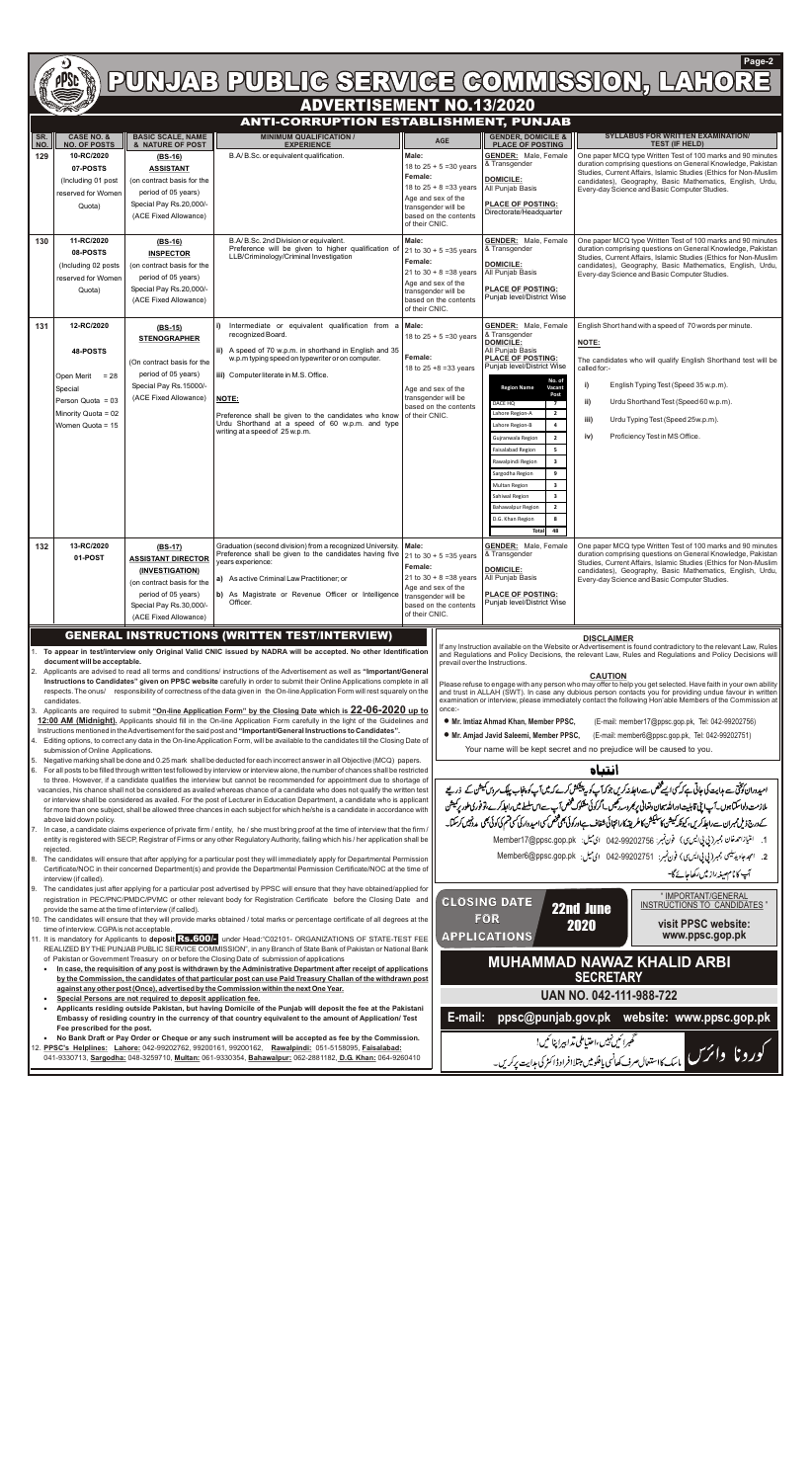# PUNJAB PUBLIC SERVICE COMMISSION, LAHORE

## ADVERTISEMENT NO.13/2020

### ANTI-CORRUPTION ESTABLISHMENT, PUNJAB

| SR. NO. | CASE NO. & NO. OF POSTS | BASIC SCALE, NAME & NATURE OF POST | MINIMUM QUALIFICATION / EXPERIENCE | AGE | GENDER, DOMICILE & PLACE OF POSTING | SYLLABUS FOR WRITTEN EXAMINATION/ TEST (IF HELD) |
|---|---|---|---|---|---|---|
| 129 | 10-RC/2020<br>07-POSTS<br>(Including 01 post reserved for Women Quota) | (BS-16)<br>ASSISTANT<br>(on contract basis for the period of 05 years)<br>Special Pay Rs.20,000/-<br>(ACE Fixed Allowance) | B.A/ B.Sc. or equivalent qualification. | Male:<br>18 to 25 + 5 =30 years<br>Female:<br>18 to 25 + 8 =33 years<br>Age and sex of the transgender will be based on the contents of their CNIC. | GENDER: Male, Female & Transgender<br>DOMICILE:<br>All Punjab Basis<br>PLACE OF POSTING:<br>Directorate/Headquarter | One paper MCQ type Written Test of 100 marks and 90 minutes duration comprising questions on General Knowledge, Pakistan Studies, Current Affairs, Islamic Studies (Ethics for Non-Muslim candidates), Geography, Basic Mathematics, English, Urdu, Every-day Science and Basic Computer Studies. |
| 130 | 11-RC/2020<br>08-POSTS<br>(Including 02 posts reserved for Women Quota) | (BS-16)<br>INSPECTOR<br>(on contract basis for the period of 05 years)<br>Special Pay Rs.20,000/-<br>(ACE Fixed Allowance) | B.A/ B.Sc. 2nd Division or equivalent.<br>Preference will be given to higher qualification of LLB/Criminology/Criminal Investigation | Male:<br>21 to 30 + 5 =35 years<br>Female:<br>21 to 30 + 8 =38 years<br>Age and sex of the transgender will be based on the contents of their CNIC. | GENDER: Male, Female & Transgender<br>DOMICILE:<br>All Punjab Basis<br>PLACE OF POSTING:<br>Punjab level/District Wise | One paper MCQ type Written Test of 100 marks and 90 minutes duration comprising questions on General Knowledge, Pakistan Studies, Current Affairs, Islamic Studies (Ethics for Non-Muslim candidates), Geography, Basic Mathematics, English, Urdu, Every-day Science and Basic Computer Studies. |
| 131 | 12-RC/2020<br>48-POSTS<br>Open Merit = 28<br>Special Person Quota = 03<br>Minority Quota = 02<br>Women Quota = 15 | (BS-15)<br>STENOGRAPHER<br>(On contract basis for the period of 05 years)<br>Special Pay Rs.15000/-<br>(ACE Fixed Allowance) | i) Intermediate or equivalent qualification from a recognized Board.<br>ii) A speed of 70 w.p.m. in shorthand in English and 35 w.p.m typing speed on typewriter or on computer.<br>iii) Computer literate in M.S. Office.<br>NOTE:<br>Preference shall be given to the candidates who know Urdu Shorthand at a speed of 60 w.p.m. and type writing at a speed of 25 w.p.m. | Male:<br>18 to 25 + 5 =30 years<br>Female:<br>18 to 25 +8 =33 years<br>Age and sex of the transgender will be based on the contents of their CNIC. | GENDER: Male, Female & Transgender<br>DOMICILE:<br>All Punjab Basis<br>PLACE OF POSTING:<br>Punjab level/District Wise<br>(see region table below) | English Short hand with a speed of 70 words per minute.<br>NOTE:<br>The candidates who will qualify English Shorthand test will be called for:-<br>i) English Typing Test (Speed 35 w.p.m).<br>ii) Urdu Shorthand Test (Speed 60 w.p.m).<br>iii) Urdu Typing Test (Speed 25w.p.m).<br>iv) Proficiency Test in MS Office. |
| 132 | 13-RC/2020<br>01-POST | (BS-17)<br>ASSISTANT DIRECTOR (INVESTIGATION)<br>(on contract basis for the period of 05 years)<br>Special Pay Rs.30,000/-<br>(ACE Fixed Allowance) | Graduation (second division) from a recognized University. Preference shall be given to the candidates having five years experience:<br>a) As active Criminal Law Practitioner; or<br>b) As Magistrate or Revenue Officer or Intelligence Officer. | Male:<br>21 to 30 + 5 =35 years<br>Female:<br>21 to 30 + 8 =38 years<br>Age and sex of the transgender will be based on the contents of their CNIC. | GENDER: Male, Female & Transgender<br>DOMICILE:<br>All Punjab Basis<br>PLACE OF POSTING:<br>Punjab level/District Wise | One paper MCQ type Written Test of 100 marks and 90 minutes duration comprising questions on General Knowledge, Pakistan Studies, Current Affairs, Islamic Studies (Ethics for Non-Muslim candidates), Geography, Basic Mathematics, English, Urdu, Every-day Science and Basic Computer Studies. |

| Region Name | No. of Vacant Post |
|---|---|
| ACE HQ | 7 |
| Lahore Region-A | 2 |
| Lahore Region-B | 4 |
| Gujranwala Region | 2 |
| Faisalabad Region | 5 |
| Rawalpindi Region | 3 |
| Sargodha Region | 9 |
| Multan Region | 3 |
| Sahiwal Region | 3 |
| Bahawalpur Region | 2 |
| D.G. Khan Region | 8 |
| Total | 48 |

### GENERAL INSTRUCTIONS (WRITTEN TEST/INTERVIEW)

1. **To appear in test/interview only Original Valid CNIC issued by NADRA will be accepted. No other Identification document will be acceptable.**
2. Applicants are advised to read all terms and conditions/ instructions of the Advertisement as well as **"Important/General Instructions to Candidates" given on PPSC website** carefully in order to submit their Online Applications complete in all respects. The onus/ responsibility of correctness of the data given in the On-line Application Form will rest squarely on the candidates.
3. Applicants are required to submit **"On-line Application Form" by the Closing Date which is 22-06-2020 up to 12:00 AM (Midnight).** Applicants should fill in the On-line Application Form carefully in the light of the Guidelines and Instructions mentioned in the Advertisement for the said post and **"Important/General Instructions to Candidates".**
4. Editing options, to correct any data in the On-line Application Form, will be available to the candidates till the Closing Date of submission of Online Applications.
5. Negative marking shall be done and 0.25 mark shall be deducted for each incorrect answer in all Objective (MCQ) papers.
6. For all posts to be filled through written test followed by interview or interview alone, the number of chances shall be restricted to three. However, if a candidate qualifies the interview but cannot be recommended for appointment due to shortage of vacancies, his chance shall not be considered as availed whereas chance of a candidate who does not qualify the written test or interview shall be considered as availed. For the post of Lecturer in Education Department, a candidate who is applicant for more than one subject, shall be allowed three chances in each subject for which he/she is a candidate in accordance with above laid down policy.
7. In case, a candidate claims experience of private firm / entity, he / she must bring proof at the time of interview that the firm / entity is registered with SECP, Registrar of Firms or any other Regulatory Authority, failing which his / her application shall be rejected.
8. The candidates will ensure that after applying for a particular post they will immediately apply for Departmental Permission Certificate/NOC in their concerned Department(s) and provide the Departmental Permission Certificate/NOC at the time of interview (if called).
9. The candidates just after applying for a particular post advertised by PPSC will ensure that they have obtained/applied for registration in PEC/PNC/PMDC/PVMC or other relevant body for Registration Certificate before the Closing Date and provide the same at the time of interview (if called).
10. The candidates will ensure that they will provide marks obtained / total marks or percentage certificate of all degrees at the time of interview. CGPA is not acceptable.
11. It is mandatory for Applicants to **deposit Rs.600/-** under Head:"C02101- ORGANIZATIONS OF STATE-TEST FEE REALIZED BY THE PUNJAB PUBLIC SERVICE COMMISSION", in any Branch of State Bank of Pakistan or National Bank of Pakistan or Government Treasury on or before the Closing Date of submission of applications
    - **In case, the requisition of any post is withdrawn by the Administrative Department after receipt of applications by the Commission, the candidates of that particular post can use Paid Treasury Challan of the withdrawn post against any other post (Once), advertised by the Commission within the next One Year.**
    - **Special Persons are not required to deposit application fee.**
    - **Applicants residing outside Pakistan, but having Domicile of the Punjab will deposit the fee at the Pakistani Embassy of residing country in the currency of that country equivalent to the amount of Application/ Test Fee prescribed for the post.**
    - **No Bank Draft or Pay Order or Cheque or any such instrument will be accepted as fee by the Commission.**
12. **PPSC's Helplines: Lahore:** 042-99202762, 99200161, 99200162, **Rawalpindi:** 051-5158095, **Faisalabad:** 041-9330713, **Sargodha:** 048-3259710, **Multan:** 061-9330354, **Bahawalpur:** 062-2881182, **D.G. Khan:** 064-9260410

### DISCLAIMER

If any Instruction available on the Website or Advertisement is found contradictory to the relevant Law, Rules and Regulations and Policy Decisions, the relevant Law, Rules and Regulations and Policy Decisions will prevail over the Instructions.

### CAUTION

Please refuse to engage with any person who may offer to help you get selected. Have faith in your own ability and trust in ALLAH (SWT). In case any dubious person contacts you for providing undue favour in written examination or interview, please immediately contact the following Hon'able Members of the Commission at once:-

- **Mr. Imtiaz Ahmad Khan, Member PPSC,** (E-mail: member17@ppsc.gop.pk, Tel: 042-99202756)
- **Mr. Amjad Javid Saleemi, Member PPSC,** (E-mail: member6@ppsc.gop.pk, Tel: 042-99202751)

Your name will be kept secret and no prejudice will be caused to you.

### انتباہ

امیدواران کو بتایا جاتا ہے کہ کسی ایسے شخص سے رابطہ نہ کریں جو کہ آپ کو پنجاب پبلک سروس کمیشن کے ذریعے ملازمت دلوانے کی پیشکش کرے۔ اپنی قابلیت اور اللہ تعالیٰ پر بھروسہ رکھیں۔ اگر کوئی مشکوک شخص آپ سے اس سلسلے میں رابطہ کرے تو فوری طور پر کمیشن کے درج ذیل ممبران سے رابطہ کریں۔ کیونکہ کمیشن کا سسٹم مکمل طور پر شفاف ہے اور کوئی بھی شخص کسی امیدوار کی کسی قسم کی کوئی بھی مدد نہیں کر سکتا۔

1. امتیاز احمد خان ممبر (پی پی ایس سی) فون نمبر: 042-99202756 ای میل: Member17@ppsc.gop.pk
2. امجد جاوید سلیمی ممبر (پی پی ایس سی) فون نمبر: 042-99202751 ای میل: Member6@ppsc.gop.pk

آپ کا نام صیغہ راز میں رکھا جائے گا۔

**CLOSING DATE FOR APPLICATIONS: 22nd June 2020**

" IMPORTANT/GENERAL INSTRUCTIONS TO CANDIDATES "
visit PPSC website: www.ppsc.gop.pk

## MUHAMMAD NAWAZ KHALID ARBI
**SECRETARY**

**UAN NO. 042-111-988-722**

**E-mail: ppsc@punjab.gov.pk website: www.ppsc.gop.pk**

**کورونا وائرس** گھبرائیں نہیں، احتیاطی تدابیر اپنائیں! ماسک کا استعمال صرف کھانسی یا فلو میں مبتلا افراد/ ڈاکٹر کی ہدایت پر کریں۔